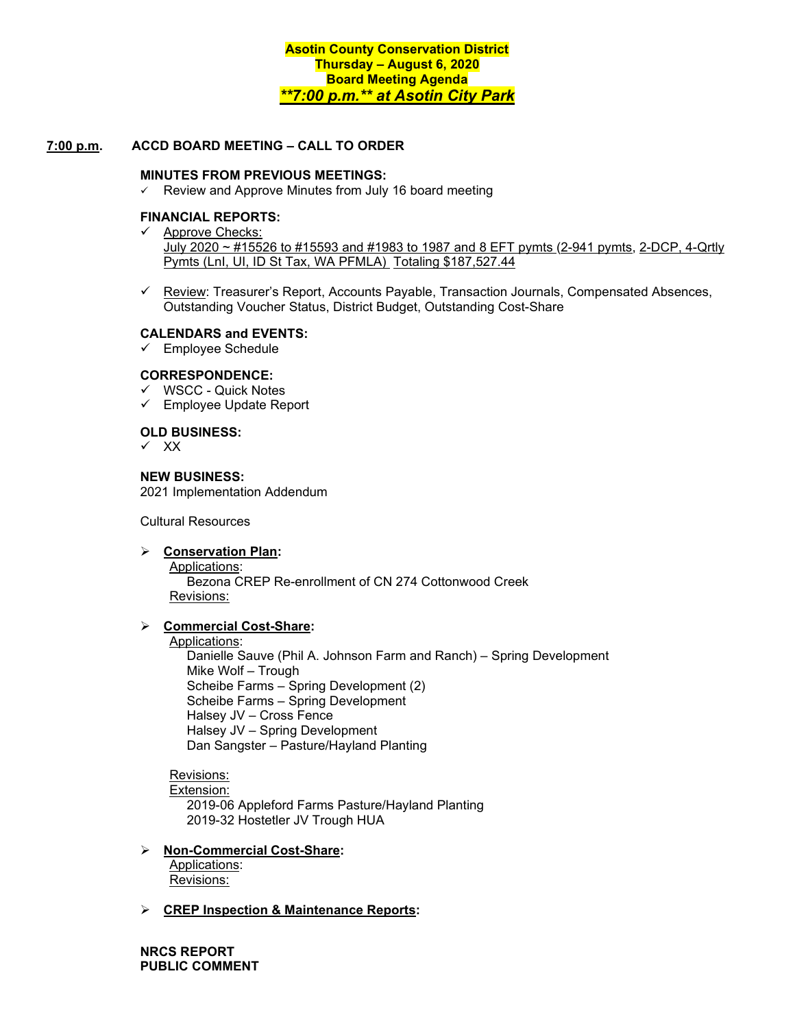**Asotin County Conservation District**
**Thursday – August 6, 2020**
**Board Meeting Agenda**
***\*\*7:00 p.m.\*\* at Asotin City Park***

**7:00 p.m.** **ACCD BOARD MEETING – CALL TO ORDER**

**MINUTES FROM PREVIOUS MEETINGS:**

- ✓ Review and Approve Minutes from July 16 board meeting

**FINANCIAL REPORTS:**

- ✓ Approve Checks:
  July 2020 ~ #15526 to #15593 and #1983 to 1987 and 8 EFT pymts (2-941 pymts, 2-DCP, 4-Qrtly Pymts (LnI, UI, ID St Tax, WA PFMLA) Totaling $187,527.44
- ✓ Review: Treasurer's Report, Accounts Payable, Transaction Journals, Compensated Absences, Outstanding Voucher Status, District Budget, Outstanding Cost-Share

**CALENDARS and EVENTS:**

- ✓ Employee Schedule

**CORRESPONDENCE:**

- ✓ WSCC - Quick Notes
- ✓ Employee Update Report

**OLD BUSINESS:**

- ✓ XX

**NEW BUSINESS:**

2021 Implementation Addendum

Cultural Resources

- **Conservation Plan:**
  Applications:
  Bezona CREP Re-enrollment of CN 274 Cottonwood Creek
  Revisions:

- **Commercial Cost-Share:**
  Applications:
  Danielle Sauve (Phil A. Johnson Farm and Ranch) – Spring Development
  Mike Wolf – Trough
  Scheibe Farms – Spring Development (2)
  Scheibe Farms – Spring Development
  Halsey JV – Cross Fence
  Halsey JV – Spring Development
  Dan Sangster – Pasture/Hayland Planting

  Revisions:
  Extension:
  2019-06 Appleford Farms Pasture/Hayland Planting
  2019-32 Hostetler JV Trough HUA

- **Non-Commercial Cost-Share:**
  Applications:
  Revisions:

- **CREP Inspection & Maintenance Reports:**

**NRCS REPORT**
**PUBLIC COMMENT**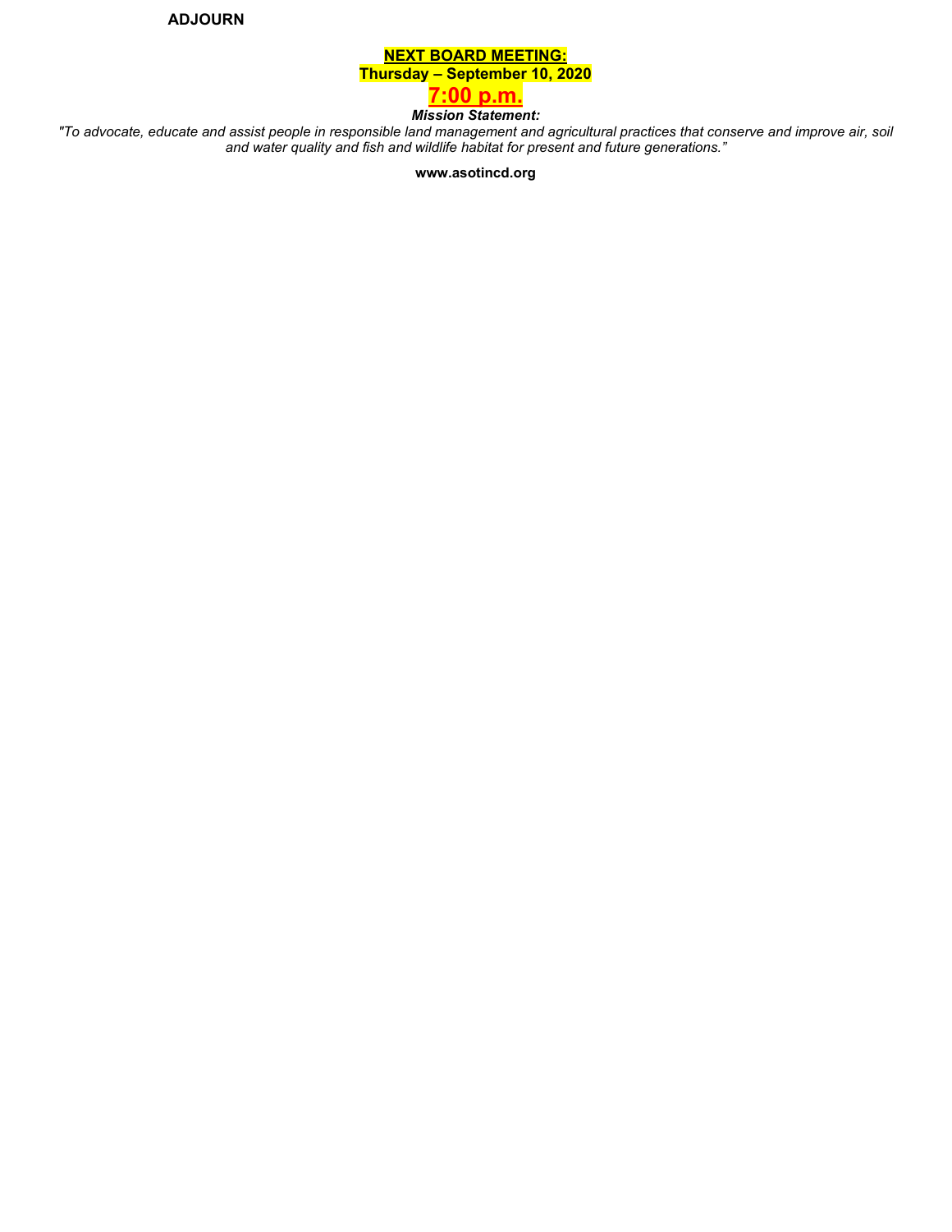**ADJOURN**

**NEXT BOARD MEETING:**
**Thursday – September 10, 2020**
**7:00 p.m.**

***Mission Statement:***

*"To advocate, educate and assist people in responsible land management and agricultural practices that conserve and improve air, soil and water quality and fish and wildlife habitat for present and future generations."*

**www.asotincd.org**